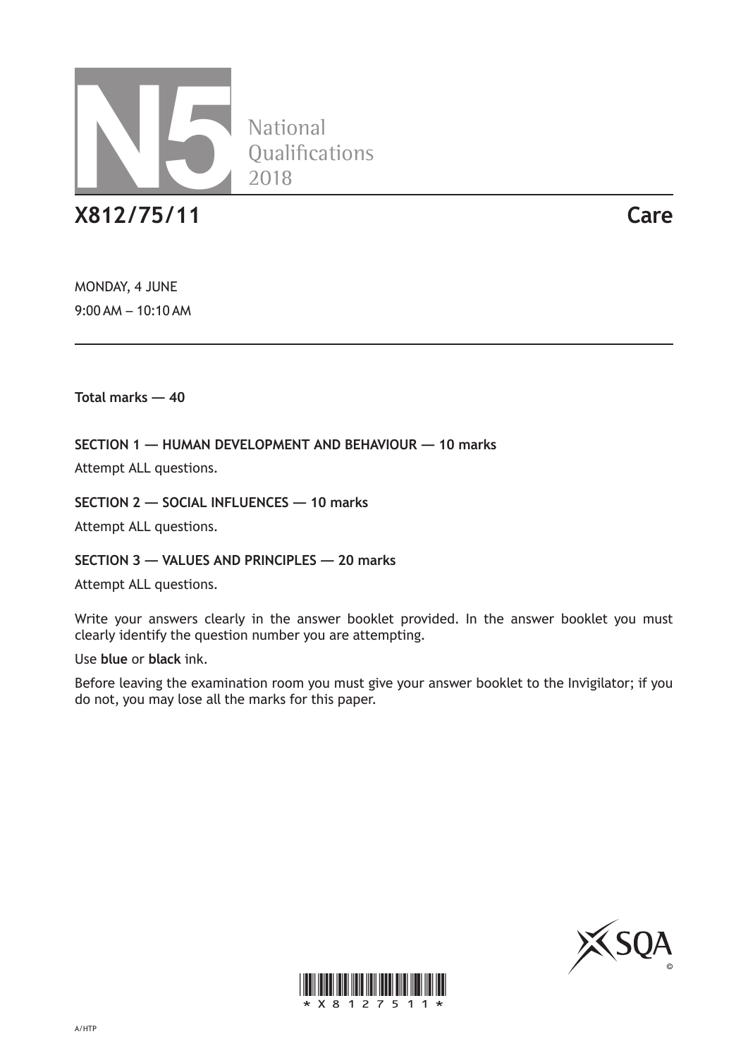# N5 National Qualifications 2018

## X812/75/11 Care

MONDAY, 4 JUNE

9:00 AM – 10:10 AM

**Total marks — 40**

**SECTION 1 — HUMAN DEVELOPMENT AND BEHAVIOUR — 10 marks**

Attempt ALL questions.

**SECTION 2 — SOCIAL INFLUENCES — 10 marks**

Attempt ALL questions.

**SECTION 3 — VALUES AND PRINCIPLES — 20 marks**

Attempt ALL questions.

Write your answers clearly in the answer booklet provided. In the answer booklet you must clearly identify the question number you are attempting.

Use **blue** or **black** ink.

Before leaving the examination room you must give your answer booklet to the Invigilator; if you do not, you may lose all the marks for this paper.

*X8127511*

A/HTP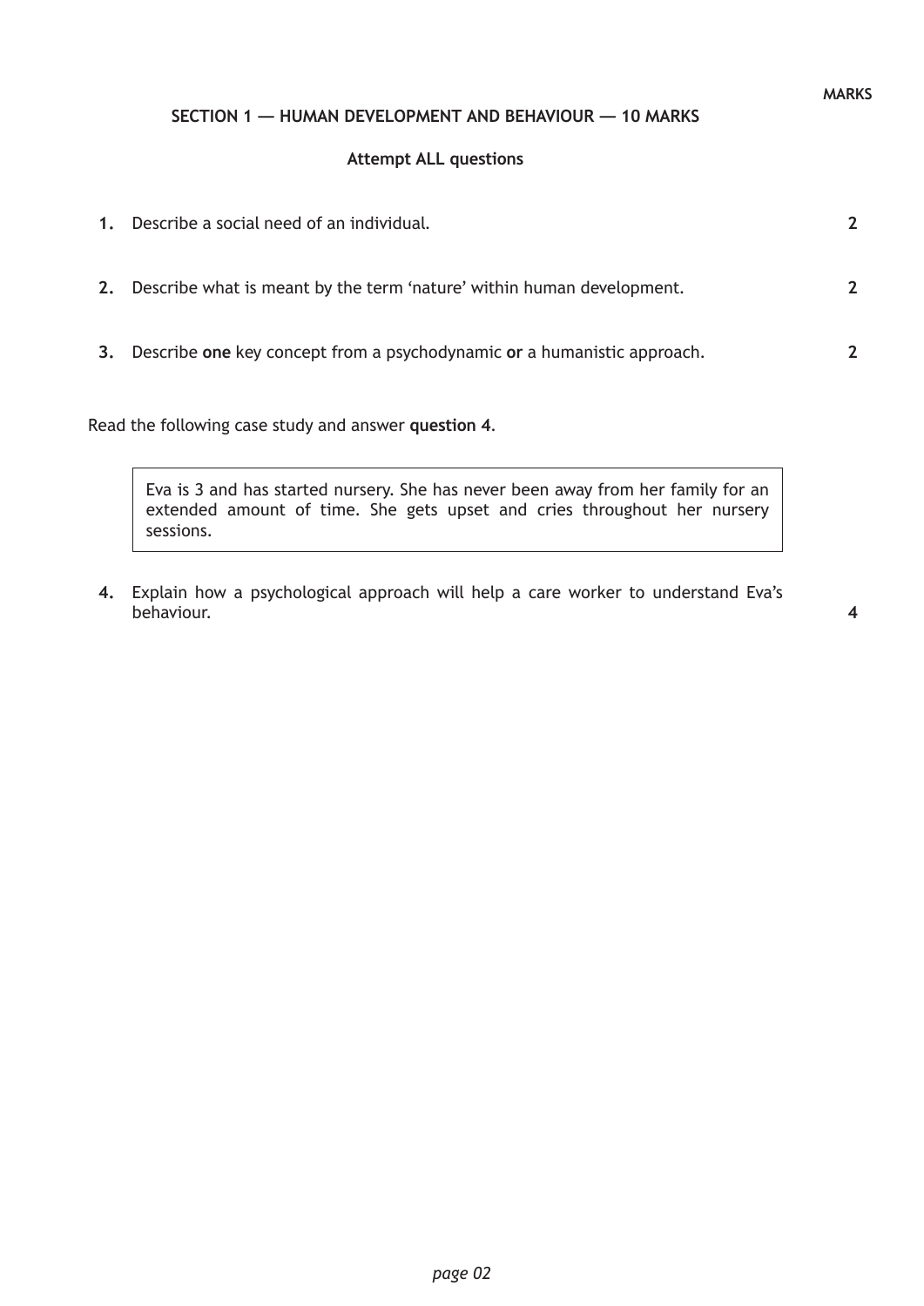MARKS

## SECTION 1 — HUMAN DEVELOPMENT AND BEHAVIOUR — 10 MARKS

**Attempt ALL questions**

**1.** Describe a social need of an individual. **2**

**2.** Describe what is meant by the term 'nature' within human development. **2**

**3.** Describe **one** key concept from a psychodynamic **or** a humanistic approach. **2**

Read the following case study and answer **question 4**.

> Eva is 3 and has started nursery. She has never been away from her family for an extended amount of time. She gets upset and cries throughout her nursery sessions.

**4.** Explain how a psychological approach will help a care worker to understand Eva's behaviour. **4**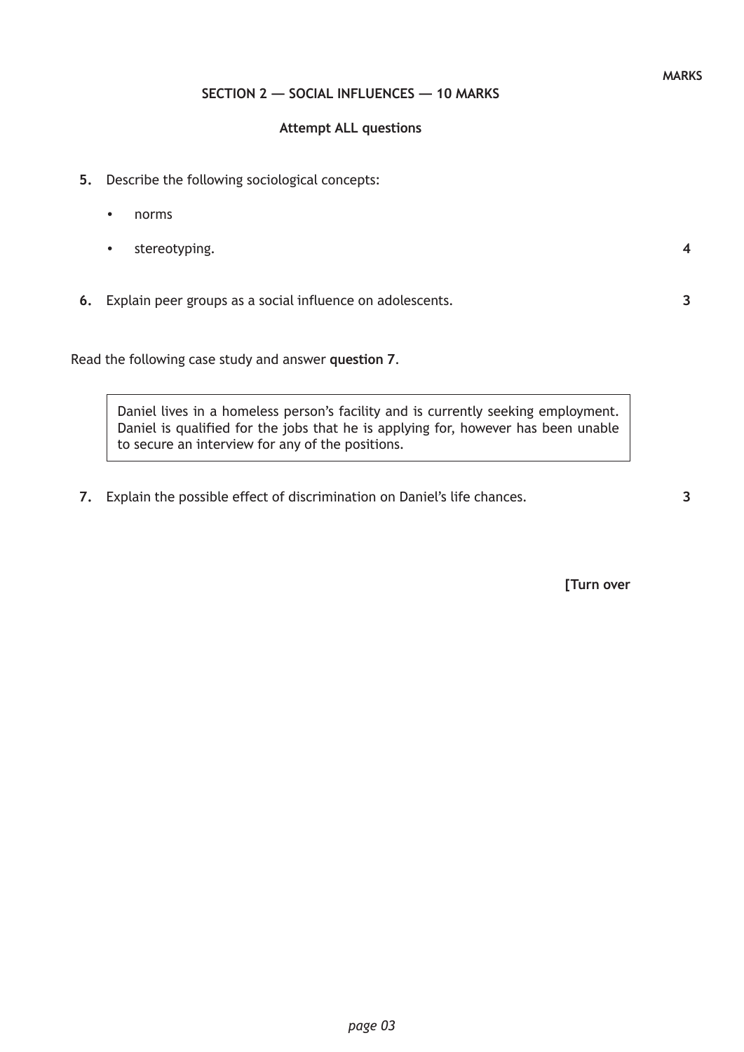MARKS

## SECTION 2 — SOCIAL INFLUENCES — 10 MARKS

**Attempt ALL questions**

**5.** Describe the following sociological concepts:

- norms
- stereotyping. **4**

**6.** Explain peer groups as a social influence on adolescents. **3**

Read the following case study and answer **question 7**.

> Daniel lives in a homeless person's facility and is currently seeking employment. Daniel is qualified for the jobs that he is applying for, however has been unable to secure an interview for any of the positions.

**7.** Explain the possible effect of discrimination on Daniel's life chances. **3**

**[Turn over**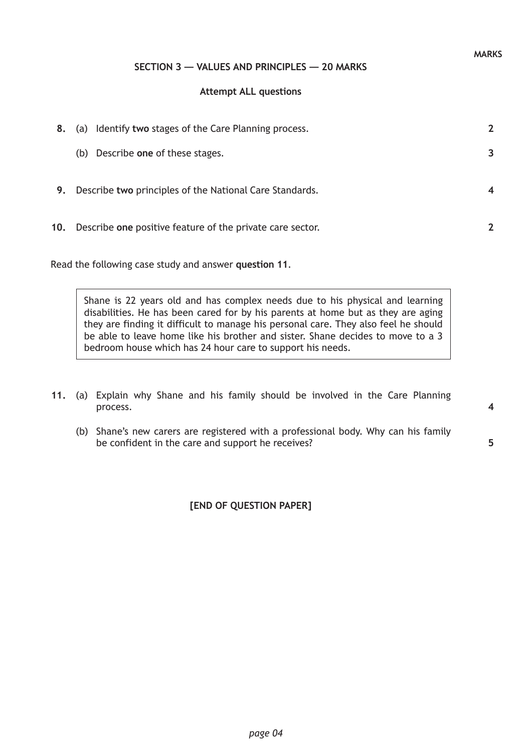MARKS

## SECTION 3 — VALUES AND PRINCIPLES — 20 MARKS

**Attempt ALL questions**

**8.** (a) Identify **two** stages of the Care Planning process. **2**

(b) Describe **one** of these stages. **3**

**9.** Describe **two** principles of the National Care Standards. **4**

**10.** Describe **one** positive feature of the private care sector. **2**

Read the following case study and answer **question 11**.

> Shane is 22 years old and has complex needs due to his physical and learning disabilities. He has been cared for by his parents at home but as they are aging they are finding it difficult to manage his personal care. They also feel he should be able to leave home like his brother and sister. Shane decides to move to a 3 bedroom house which has 24 hour care to support his needs.

**11.** (a) Explain why Shane and his family should be involved in the Care Planning process. **4**

(b) Shane's new carers are registered with a professional body. Why can his family be confident in the care and support he receives? **5**

**[END OF QUESTION PAPER]**